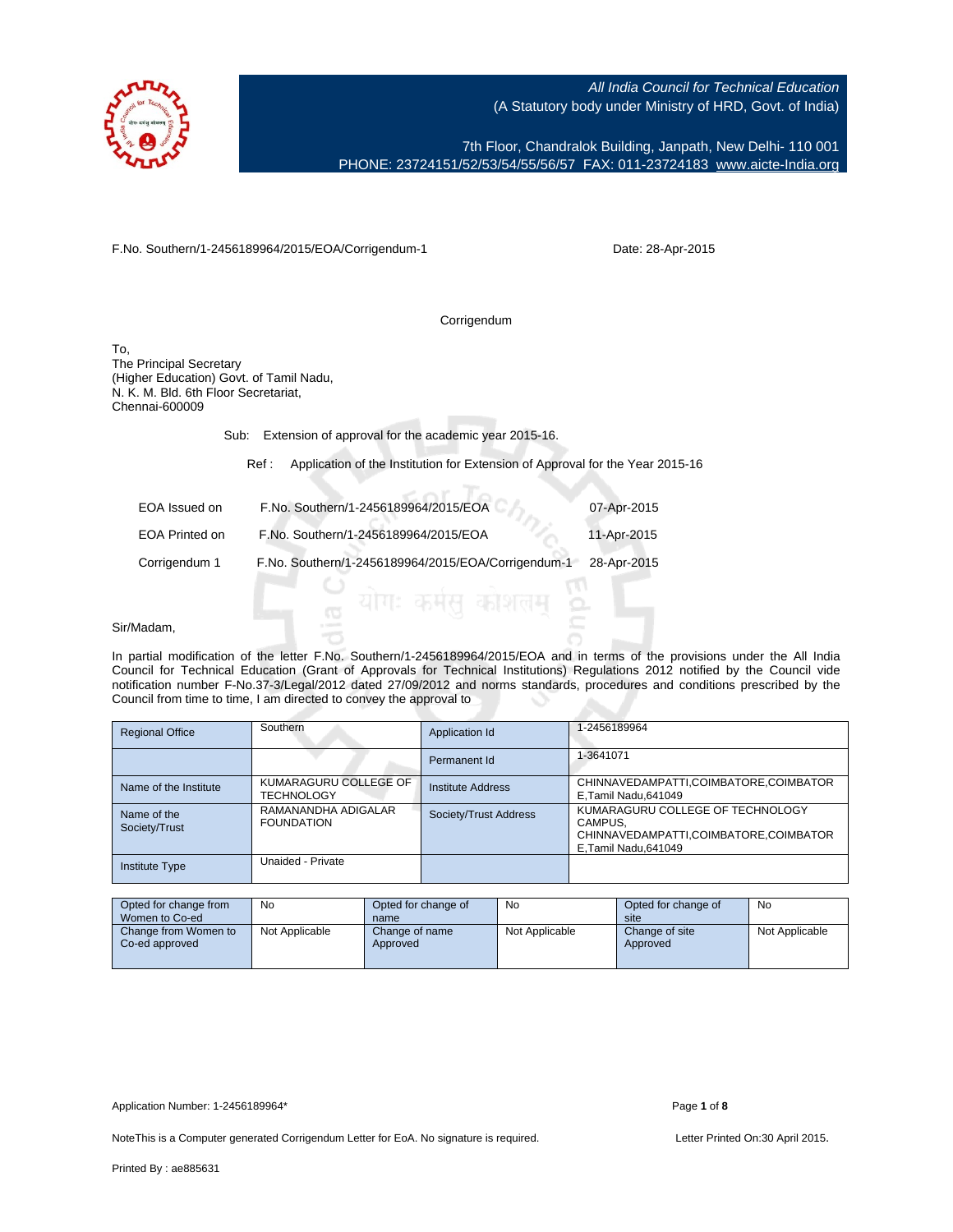All India Council for Technical Education
(A Statutory body under Ministry of HRD, Govt. of India)

7th Floor, Chandralok Building, Janpath, New Delhi- 110 001
PHONE: 23724151/52/53/54/55/56/57 FAX: 011-23724183 www.aicte-India.org

F.No. Southern/1-2456189964/2015/EOA/Corrigendum-1

Date: 28-Apr-2015

Corrigendum

To,
The Principal Secretary
(Higher Education) Govt. of Tamil Nadu,
N. K. M. Bld. 6th Floor Secretariat,
Chennai-600009

Sub: Extension of approval for the academic year 2015-16.

Ref : Application of the Institution for Extension of Approval for the Year 2015-16

| | | |
|---|---|---|
| EOA Issued on | F.No. Southern/1-2456189964/2015/EOA | 07-Apr-2015 |
| EOA Printed on | F.No. Southern/1-2456189964/2015/EOA | 11-Apr-2015 |
| Corrigendum 1 | F.No. Southern/1-2456189964/2015/EOA/Corrigendum-1 | 28-Apr-2015 |

Sir/Madam,

In partial modification of the letter F.No. Southern/1-2456189964/2015/EOA and in terms of the provisions under the All India Council for Technical Education (Grant of Approvals for Technical Institutions) Regulations 2012 notified by the Council vide notification number F-No.37-3/Legal/2012 dated 27/09/2012 and norms standards, procedures and conditions prescribed by the Council from time to time, I am directed to convey the approval to

| | | | |
|---|---|---|---|
| Regional Office | Southern | Application Id | 1-2456189964 |
| | | Permanent Id | 1-3641071 |
| Name of the Institute | KUMARAGURU COLLEGE OF TECHNOLOGY | Institute Address | CHINNAVEDAMPATTI,COIMBATORE,COIMBATORE,Tamil Nadu,641049 |
| Name of the Society/Trust | RAMANANDHA ADIGALAR FOUNDATION | Society/Trust Address | KUMARAGURU COLLEGE OF TECHNOLOGY CAMPUS, CHINNAVEDAMPATTI,COIMBATORE,COIMBATORE,Tamil Nadu,641049 |
| Institute Type | Unaided - Private | | |

| | | | | | |
|---|---|---|---|---|---|
| Opted for change from Women to Co-ed | No | Opted for change of name | No | Opted for change of site | No |
| Change from Women to Co-ed approved | Not Applicable | Change of name Approved | Not Applicable | Change of site Approved | Not Applicable |

Application Number: 1-2456189964*

NoteThis is a Computer generated Corrigendum Letter for EoA. No signature is required.

Letter Printed On:30 April 2015.

Printed By : ae885631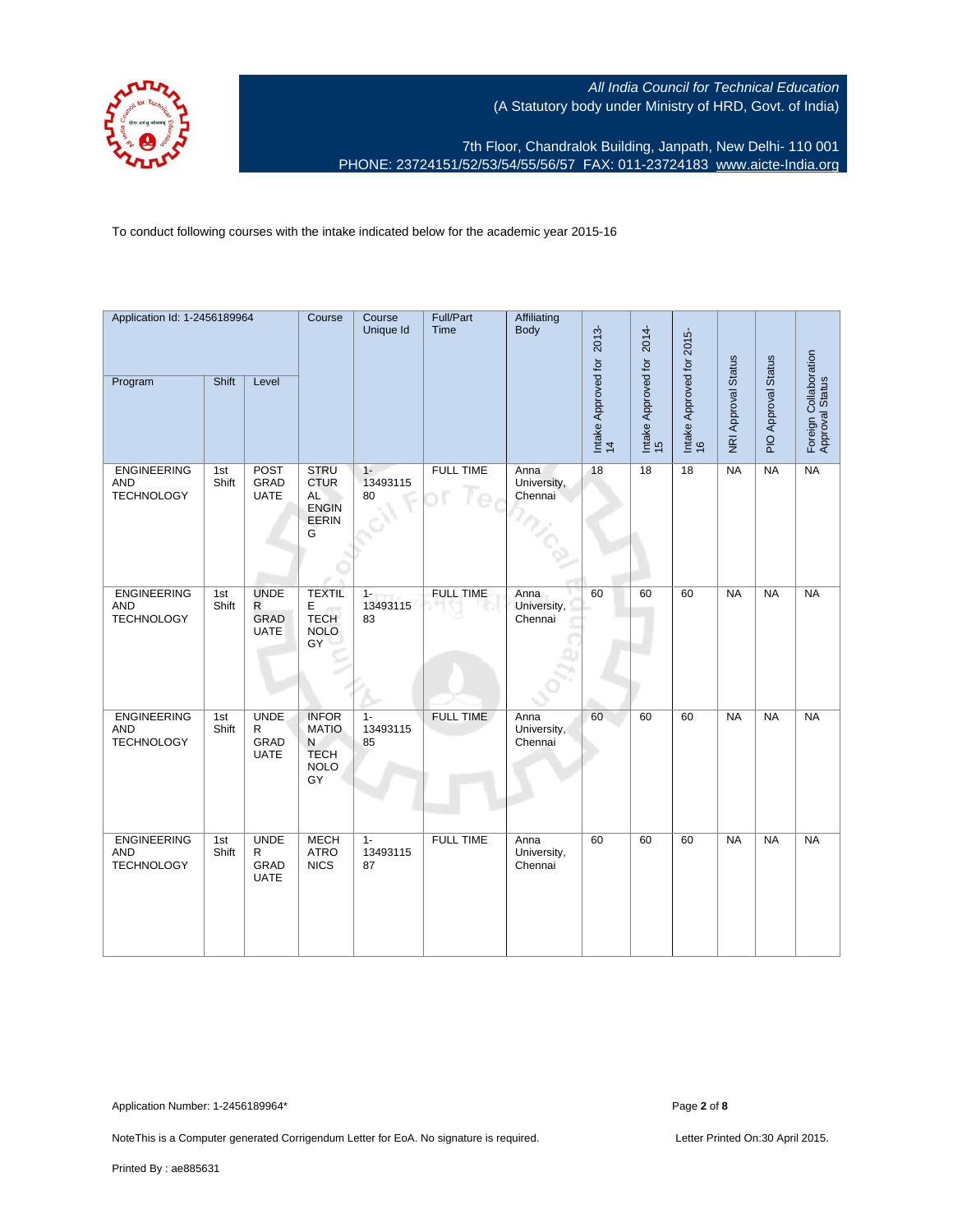All India Council for Technical Education
(A Statutory body under Ministry of HRD, Govt. of India)

7th Floor, Chandralok Building, Janpath, New Delhi- 110 001
PHONE: 23724151/52/53/54/55/56/57 FAX: 011-23724183 www.aicte-India.org

To conduct following courses with the intake indicated below for the academic year 2015-16

| Application Id: 1-2456189964 | | | Course | Course Unique Id | Full/Part Time | Affiliating Body | Intake Approved for 2013-14 | Intake Approved for 2014-15 | Intake Approved for 2015-16 | NRI Approval Status | PIO Approval Status | Foreign Collaboration Approval Status |
|---|---|---|---|---|---|---|---|---|---|---|---|---|
| Program | Shift | Level | | | | | | | | | | |
| ENGINEERING AND TECHNOLOGY | 1st Shift | POST GRADUATE | STRUCTURAL ENGINEERING | 1-13493115 80 | FULL TIME | Anna University, Chennai | 18 | 18 | 18 | NA | NA | NA |
| ENGINEERING AND TECHNOLOGY | 1st Shift | UNDER GRADUATE | TEXTILE TECHNOLOGY | 1-13493115 83 | FULL TIME | Anna University, Chennai | 60 | 60 | 60 | NA | NA | NA |
| ENGINEERING AND TECHNOLOGY | 1st Shift | UNDER GRADUATE | INFORMATION TECHNOLOGY | 1-13493115 85 | FULL TIME | Anna University, Chennai | 60 | 60 | 60 | NA | NA | NA |
| ENGINEERING AND TECHNOLOGY | 1st Shift | UNDER GRADUATE | MECHATRONICS | 1-13493115 87 | FULL TIME | Anna University, Chennai | 60 | 60 | 60 | NA | NA | NA |

Application Number: 1-2456189964*

NoteThis is a Computer generated Corrigendum Letter for EoA. No signature is required.

Letter Printed On:30 April 2015.

Printed By : ae885631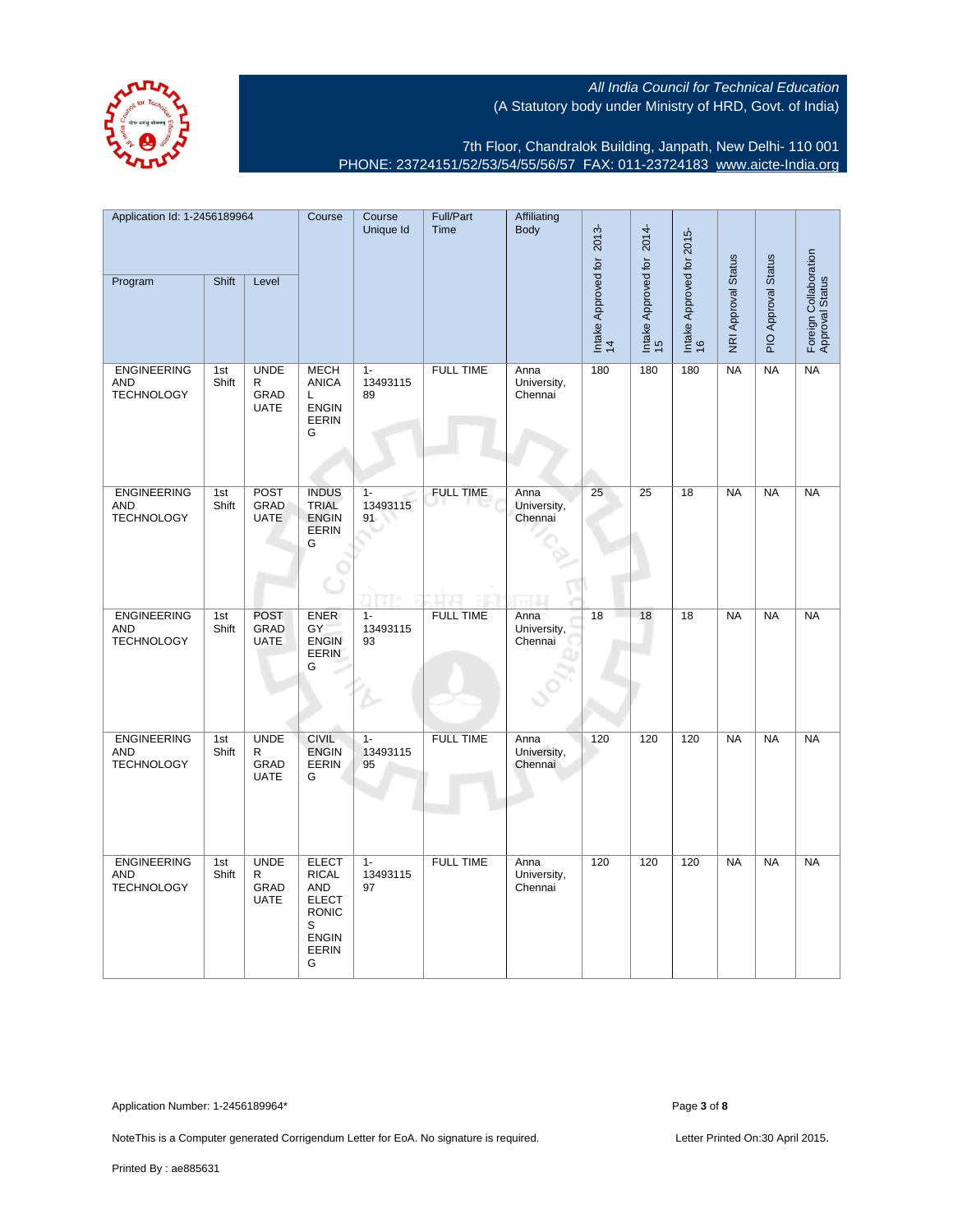All India Council for Technical Education
(A Statutory body under Ministry of HRD, Govt. of India)

7th Floor, Chandralok Building, Janpath, New Delhi- 110 001
PHONE: 23724151/52/53/54/55/56/57 FAX: 011-23724183 www.aicte-India.org

| Application Id: 1-2456189964 | | | Course | Course Unique Id | Full/Part Time | Affiliating Body | Intake Approved for 2013-14 | Intake Approved for 2014-15 | Intake Approved for 2015-16 | NRI Approval Status | PIO Approval Status | Foreign Collaboration Approval Status |
|---|---|---|---|---|---|---|---|---|---|---|---|---|
| Program | Shift | Level | | | | | | | | | | |
| ENGINEERING AND TECHNOLOGY | 1st Shift | UNDER GRADUATE | MECHANICAL ENGINEERING | 1-1349311589 | FULL TIME | Anna University, Chennai | 180 | 180 | 180 | NA | NA | NA |
| ENGINEERING AND TECHNOLOGY | 1st Shift | POST GRADUATE | INDUSTRIAL ENGINEERING | 1-1349311591 | FULL TIME | Anna University, Chennai | 25 | 25 | 18 | NA | NA | NA |
| ENGINEERING AND TECHNOLOGY | 1st Shift | POST GRADUATE | ENERGY ENGINEERING | 1-1349311593 | FULL TIME | Anna University, Chennai | 18 | 18 | 18 | NA | NA | NA |
| ENGINEERING AND TECHNOLOGY | 1st Shift | UNDER GRADUATE | CIVIL ENGINEERING | 1-1349311595 | FULL TIME | Anna University, Chennai | 120 | 120 | 120 | NA | NA | NA |
| ENGINEERING AND TECHNOLOGY | 1st Shift | UNDER GRADUATE | ELECTRICAL AND ELECTRONICS ENGINEERING | 1-1349311597 | FULL TIME | Anna University, Chennai | 120 | 120 | 120 | NA | NA | NA |

Application Number: 1-2456189964*

NoteThis is a Computer generated Corrigendum Letter for EoA. No signature is required.

Letter Printed On:30 April 2015.

Printed By : ae885631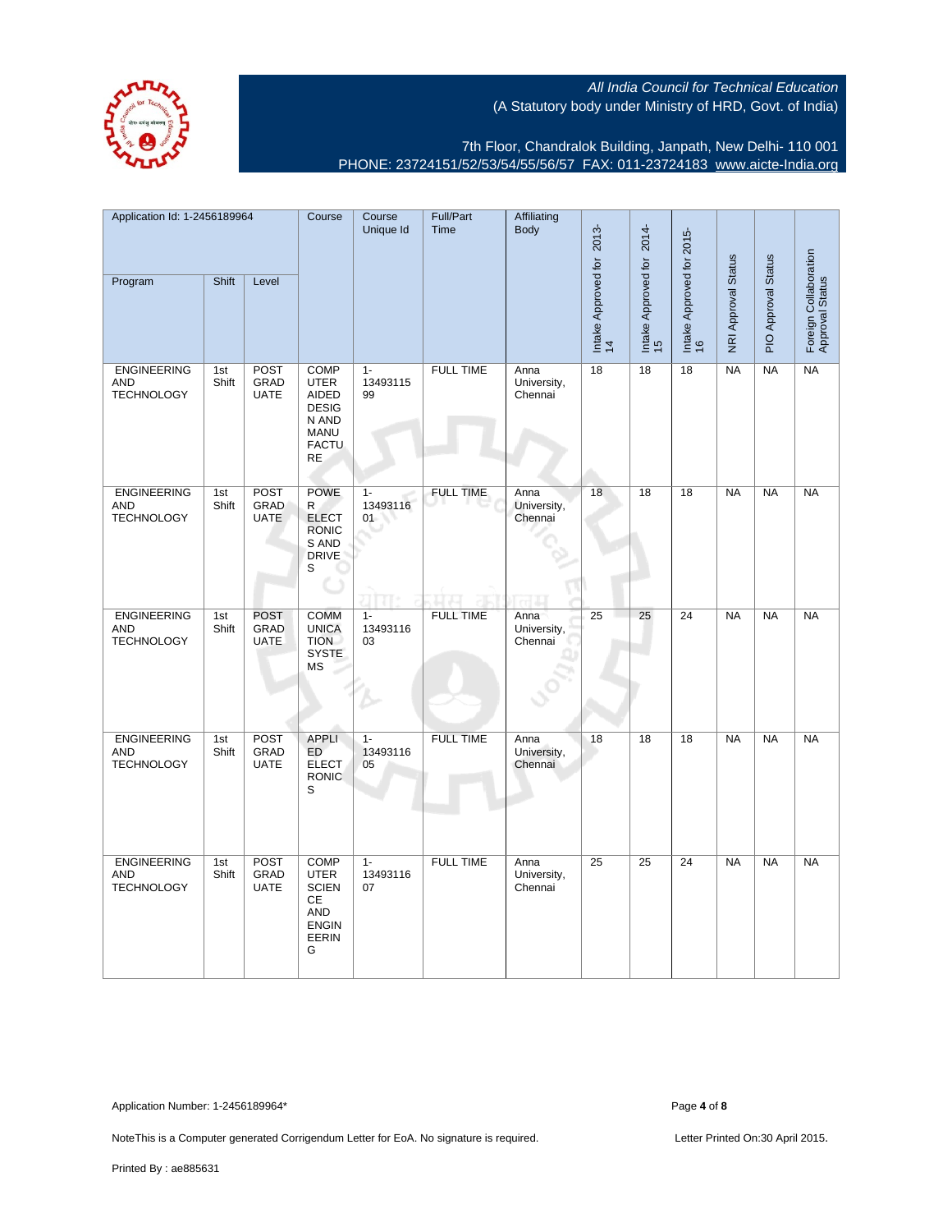All India Council for Technical Education
(A Statutory body under Ministry of HRD, Govt. of India)

7th Floor, Chandralok Building, Janpath, New Delhi- 110 001
PHONE: 23724151/52/53/54/55/56/57 FAX: 011-23724183 www.aicte-India.org

| Application Id: 1-2456189964 | | | Course | Course Unique Id | Full/Part Time | Affiliating Body | Intake Approved for 2013-14 | Intake Approved for 2014-15 | Intake Approved for 2015-16 | NRI Approval Status | PIO Approval Status | Foreign Collaboration Approval Status |
|---|---|---|---|---|---|---|---|---|---|---|---|---|
| Program | Shift | Level | | | | | | | | | | |
| ENGINEERING AND TECHNOLOGY | 1st Shift | POST GRADUATE | COMPUTER AIDED DESIGN AND MANUFACTURE | 1-1349311599 | FULL TIME | Anna University, Chennai | 18 | 18 | 18 | NA | NA | NA |
| ENGINEERING AND TECHNOLOGY | 1st Shift | POST GRADUATE | POWER ELECTRONICS AND DRIVES | 1-1349311601 | FULL TIME | Anna University, Chennai | 18 | 18 | 18 | NA | NA | NA |
| ENGINEERING AND TECHNOLOGY | 1st Shift | POST GRADUATE | COMMUNICATION SYSTEMS | 1-1349311603 | FULL TIME | Anna University, Chennai | 25 | 25 | 24 | NA | NA | NA |
| ENGINEERING AND TECHNOLOGY | 1st Shift | POST GRADUATE | APPLIED ELECTRONICS | 1-1349311605 | FULL TIME | Anna University, Chennai | 18 | 18 | 18 | NA | NA | NA |
| ENGINEERING AND TECHNOLOGY | 1st Shift | POST GRADUATE | COMPUTER SCIENCE AND ENGINEERING | 1-1349311607 | FULL TIME | Anna University, Chennai | 25 | 25 | 24 | NA | NA | NA |

Application Number: 1-2456189964*

NoteThis is a Computer generated Corrigendum Letter for EoA. No signature is required.

Letter Printed On:30 April 2015.

Printed By : ae885631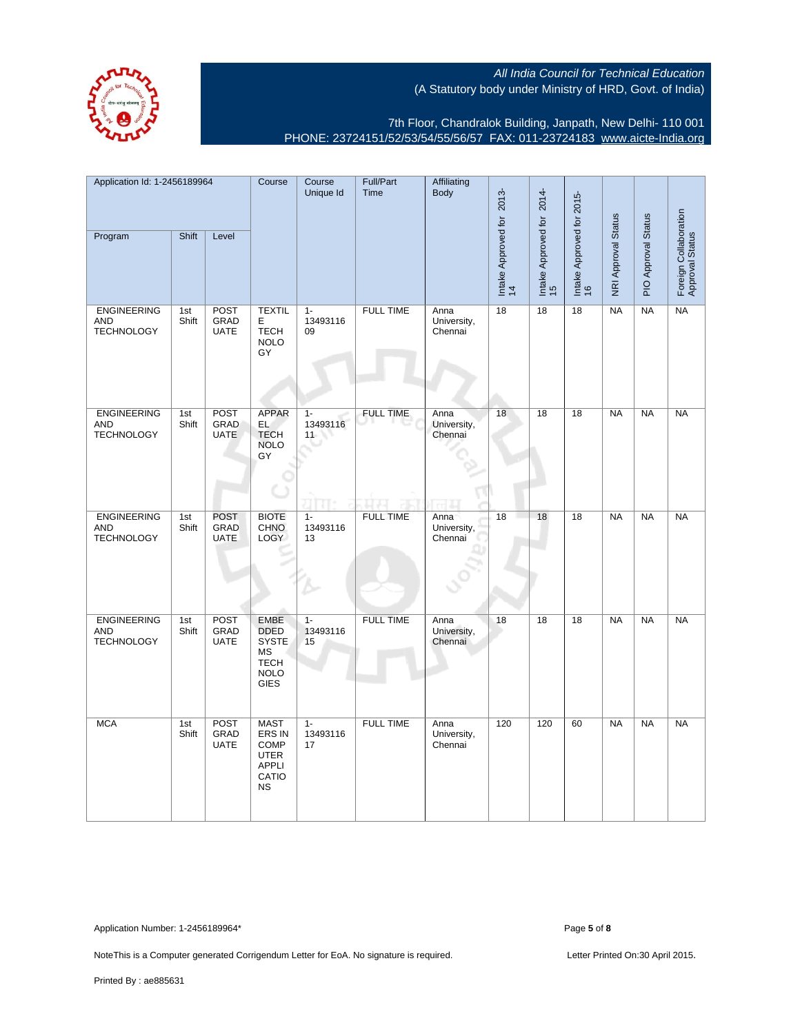All India Council for Technical Education
(A Statutory body under Ministry of HRD, Govt. of India)

7th Floor, Chandralok Building, Janpath, New Delhi- 110 001
PHONE: 23724151/52/53/54/55/56/57 FAX: 011-23724183 www.aicte-India.org

| Application Id: 1-2456189964 | | | Course | Course Unique Id | Full/Part Time | Affiliating Body | Intake Approved for 2013-14 | Intake Approved for 2014-15 | Intake Approved for 2015-16 | NRI Approval Status | PIO Approval Status | Foreign Collaboration Approval Status |
|---|---|---|---|---|---|---|---|---|---|---|---|---|
| Program | Shift | Level | | | | | | | | | | |
| ENGINEERING AND TECHNOLOGY | 1st Shift | POST GRADUATE | TEXTILE TECHNOLOGY | 1-1349311609 | FULL TIME | Anna University, Chennai | 18 | 18 | 18 | NA | NA | NA |
| ENGINEERING AND TECHNOLOGY | 1st Shift | POST GRADUATE | APPAREL TECHNOLOGY | 1-1349311611 | FULL TIME | Anna University, Chennai | 18 | 18 | 18 | NA | NA | NA |
| ENGINEERING AND TECHNOLOGY | 1st Shift | POST GRADUATE | BIOTECHNOLOGY | 1-1349311613 | FULL TIME | Anna University, Chennai | 18 | 18 | 18 | NA | NA | NA |
| ENGINEERING AND TECHNOLOGY | 1st Shift | POST GRADUATE | EMBEDDED SYSTEMS TECHNOLOGIES | 1-1349311615 | FULL TIME | Anna University, Chennai | 18 | 18 | 18 | NA | NA | NA |
| MCA | 1st Shift | POST GRADUATE | MASTERS IN COMPUTER APPLICATIONS | 1-1349311617 | FULL TIME | Anna University, Chennai | 120 | 120 | 60 | NA | NA | NA |

Application Number: 1-2456189964*

NoteThis is a Computer generated Corrigendum Letter for EoA. No signature is required.

Letter Printed On:30 April 2015.

Printed By : ae885631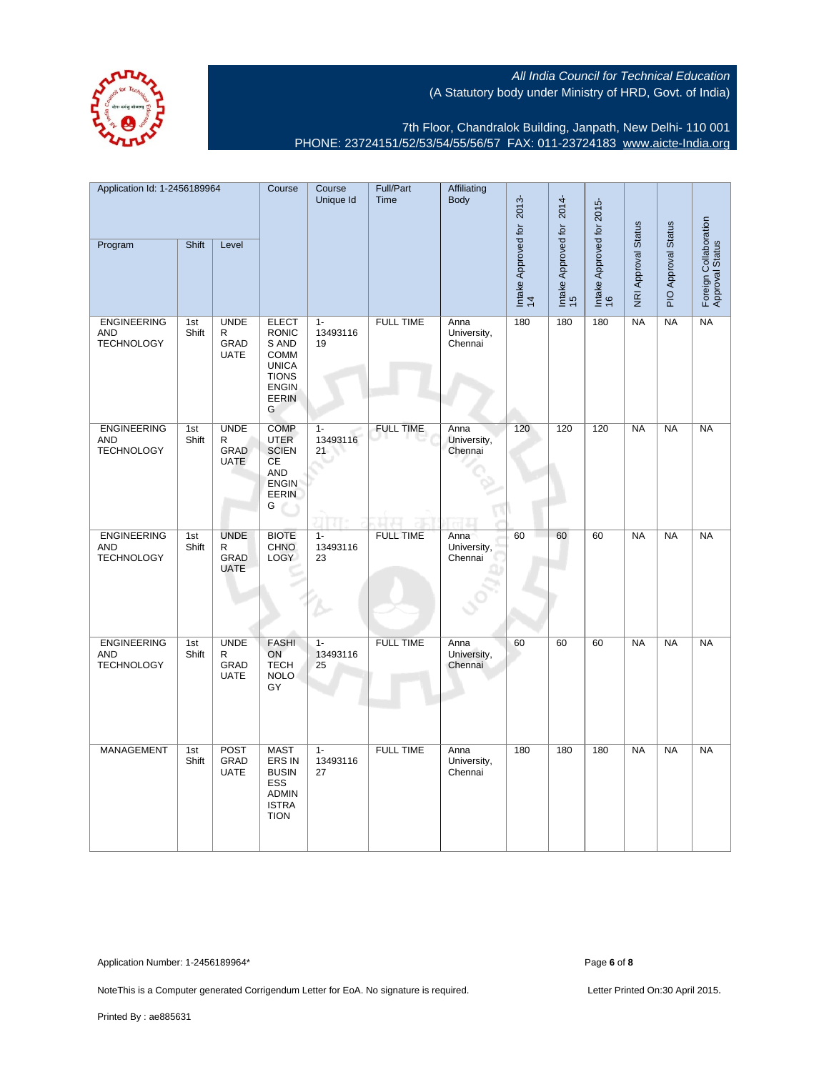All India Council for Technical Education
(A Statutory body under Ministry of HRD, Govt. of India)

7th Floor, Chandralok Building, Janpath, New Delhi- 110 001
PHONE: 23724151/52/53/54/55/56/57 FAX: 011-23724183 www.aicte-India.org

| Application Id: 1-2456189964 | | | Course | Course Unique Id | Full/Part Time | Affiliating Body | Intake Approved for 2013-14 | Intake Approved for 2014-15 | Intake Approved for 2015-16 | NRI Approval Status | PIO Approval Status | Foreign Collaboration Approval Status |
|---|---|---|---|---|---|---|---|---|---|---|---|---|
| Program | Shift | Level | | | | | | | | | | |
| ENGINEERING AND TECHNOLOGY | 1st Shift | UNDER GRADUATE | ELECTRONICS AND COMMUNICATIONS ENGINEERING | 1-13493116 19 | FULL TIME | Anna University, Chennai | 180 | 180 | 180 | NA | NA | NA |
| ENGINEERING AND TECHNOLOGY | 1st Shift | UNDER GRADUATE | COMPUTER SCIENCE AND ENGINEERING | 1-13493116 21 | FULL TIME | Anna University, Chennai | 120 | 120 | 120 | NA | NA | NA |
| ENGINEERING AND TECHNOLOGY | 1st Shift | UNDER GRADUATE | BIOTECHNOLOGY | 1-13493116 23 | FULL TIME | Anna University, Chennai | 60 | 60 | 60 | NA | NA | NA |
| ENGINEERING AND TECHNOLOGY | 1st Shift | UNDER GRADUATE | FASHION TECHNOLOGY | 1-13493116 25 | FULL TIME | Anna University, Chennai | 60 | 60 | 60 | NA | NA | NA |
| MANAGEMENT | 1st Shift | POST GRADUATE | MASTERS IN BUSINESS ADMINISTRATION | 1-13493116 27 | FULL TIME | Anna University, Chennai | 180 | 180 | 180 | NA | NA | NA |

Application Number: 1-2456189964*

NoteThis is a Computer generated Corrigendum Letter for EoA. No signature is required.

Letter Printed On:30 April 2015.

Printed By : ae885631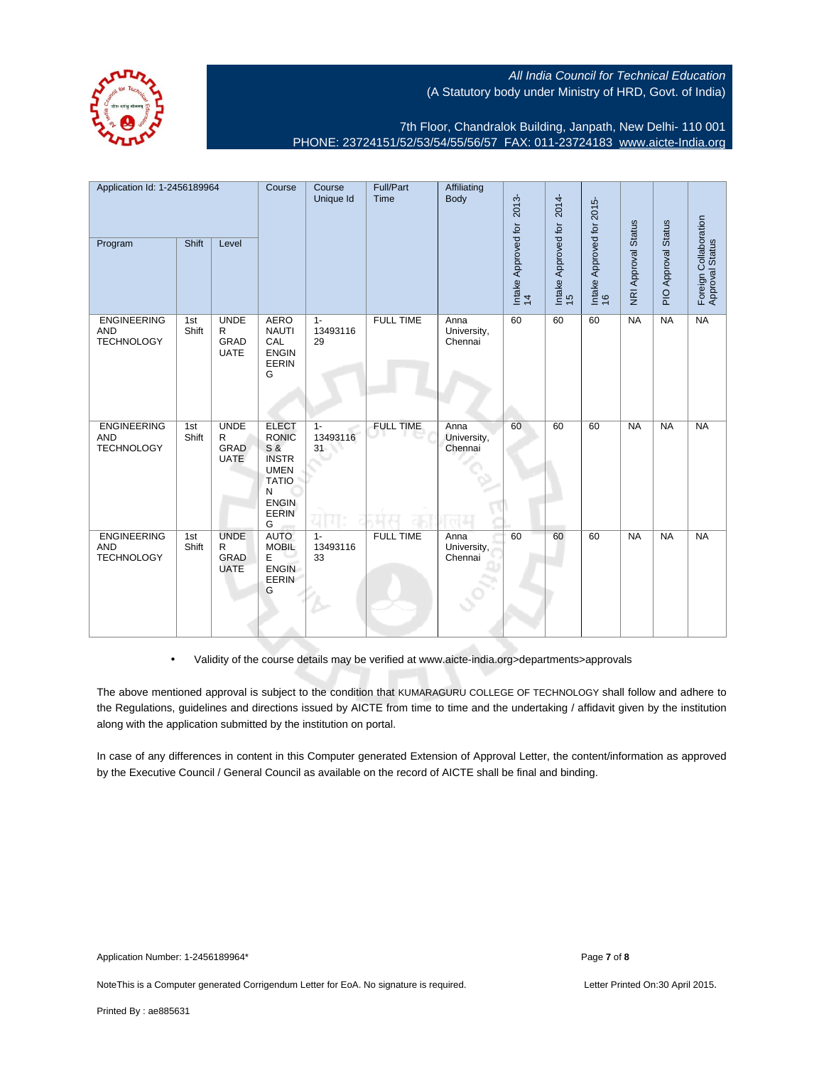All India Council for Technical Education
(A Statutory body under Ministry of HRD, Govt. of India)

7th Floor, Chandralok Building, Janpath, New Delhi- 110 001
PHONE: 23724151/52/53/54/55/56/57 FAX: 011-23724183 www.aicte-India.org

| Application Id: 1-2456189964 | | | Course | Course Unique Id | Full/Part Time | Affiliating Body | Intake Approved for 2013-14 | Intake Approved for 2014-15 | Intake Approved for 2015-16 | NRI Approval Status | PIO Approval Status | Foreign Collaboration Approval Status |
|---|---|---|---|---|---|---|---|---|---|---|---|---|
| Program | Shift | Level | | | | | | | | | | |
| ENGINEERING AND TECHNOLOGY | 1st Shift | UNDER GRADUATE | AERONAUTICAL ENGINEERING | 1-13493116 29 | FULL TIME | Anna University, Chennai | 60 | 60 | 60 | NA | NA | NA |
| ENGINEERING AND TECHNOLOGY | 1st Shift | UNDER GRADUATE | ELECTRONICS & INSTRUMENTATION ENGINEERING | 1-13493116 31 | FULL TIME | Anna University, Chennai | 60 | 60 | 60 | NA | NA | NA |
| ENGINEERING AND TECHNOLOGY | 1st Shift | UNDER GRADUATE | AUTOMOBILE ENGINEERING | 1-13493116 33 | FULL TIME | Anna University, Chennai | 60 | 60 | 60 | NA | NA | NA |

- Validity of the course details may be verified at www.aicte-india.org>departments>approvals

The above mentioned approval is subject to the condition that KUMARAGURU COLLEGE OF TECHNOLOGY shall follow and adhere to the Regulations, guidelines and directions issued by AICTE from time to time and the undertaking / affidavit given by the institution along with the application submitted by the institution on portal.

In case of any differences in content in this Computer generated Extension of Approval Letter, the content/information as approved by the Executive Council / General Council as available on the record of AICTE shall be final and binding.

Application Number: 1-2456189964*

NoteThis is a Computer generated Corrigendum Letter for EoA. No signature is required.

Letter Printed On:30 April 2015.

Printed By : ae885631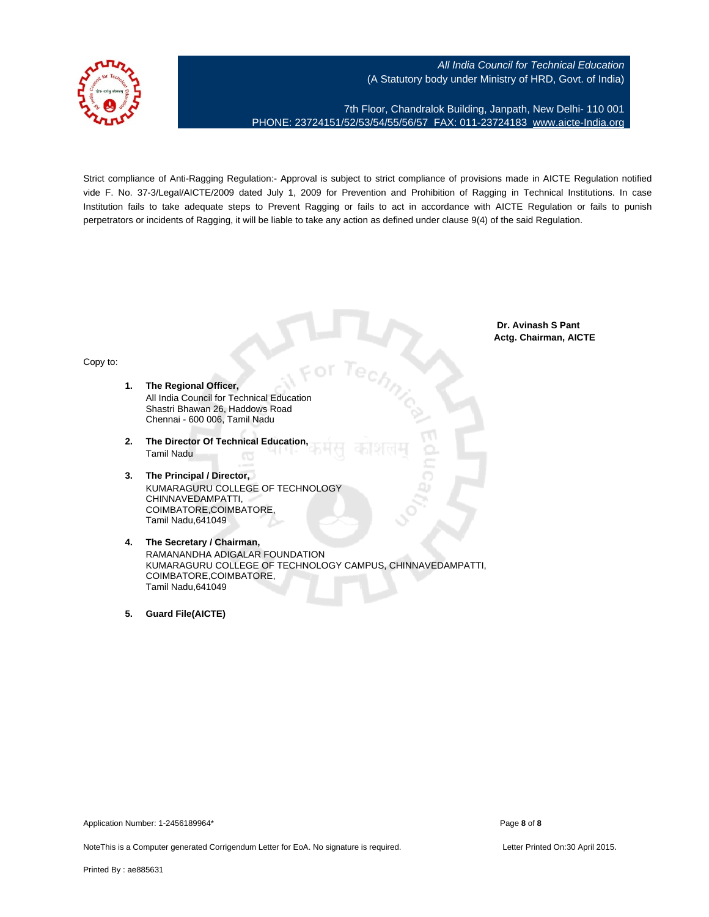Strict compliance of Anti-Ragging Regulation:- Approval is subject to strict compliance of provisions made in AICTE Regulation notified vide F. No. 37-3/Legal/AICTE/2009 dated July 1, 2009 for Prevention and Prohibition of Ragging in Technical Institutions. In case Institution fails to take adequate steps to Prevent Ragging or fails to act in accordance with AICTE Regulation or fails to punish perpetrators or incidents of Ragging, it will be liable to take any action as defined under clause 9(4) of the said Regulation.

**Dr. Avinash S Pant**
**Actg. Chairman, AICTE**

Copy to:

1. **The Regional Officer,**
   All India Council for Technical Education
   Shastri Bhawan 26, Haddows Road
   Chennai - 600 006, Tamil Nadu

2. **The Director Of Technical Education,**
   Tamil Nadu

3. **The Principal / Director,**
   KUMARAGURU COLLEGE OF TECHNOLOGY
   CHINNAVEDAMPATTI,
   COIMBATORE,COIMBATORE,
   Tamil Nadu,641049

4. **The Secretary / Chairman,**
   RAMANANDHA ADIGALAR FOUNDATION
   KUMARAGURU COLLEGE OF TECHNOLOGY CAMPUS, CHINNAVEDAMPATTI,
   COIMBATORE,COIMBATORE,
   Tamil Nadu,641049

5. **Guard File(AICTE)**

Application Number: 1-2456189964*

NoteThis is a Computer generated Corrigendum Letter for EoA. No signature is required.

Letter Printed On:30 April 2015.

Printed By : ae885631